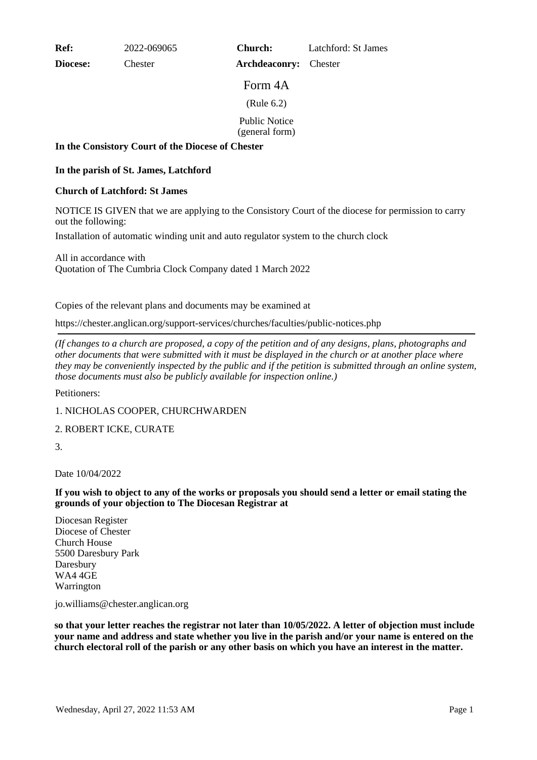| **Ref:** | 2022-069065 | **Church:** | Latchford: St James |
|---|---|---|---|
| **Diocese:** | Chester | **Archdeaconry:** | Chester |

# Form 4A

(Rule 6.2)

Public Notice
(general form)

**In the Consistory Court of the Diocese of Chester**

**In the parish of St. James, Latchford**

**Church of Latchford: St James**

NOTICE IS GIVEN that we are applying to the Consistory Court of the diocese for permission to carry out the following:

Installation of automatic winding unit and auto regulator system to the church clock

All in accordance with
Quotation of The Cumbria Clock Company dated 1 March 2022

Copies of the relevant plans and documents may be examined at

https://chester.anglican.org/support-services/churches/faculties/public-notices.php

---

*(If changes to a church are proposed, a copy of the petition and of any designs, plans, photographs and other documents that were submitted with it must be displayed in the church or at another place where they may be conveniently inspected by the public and if the petition is submitted through an online system, those documents must also be publicly available for inspection online.)*

Petitioners:

1. NICHOLAS COOPER, CHURCHWARDEN

2. ROBERT ICKE, CURATE

3.

Date 10/04/2022

**If you wish to object to any of the works or proposals you should send a letter or email stating the grounds of your objection to The Diocesan Registrar at**

Diocesan Register
Diocese of Chester
Church House
5500 Daresbury Park
Daresbury
WA4 4GE
Warrington

jo.williams@chester.anglican.org

**so that your letter reaches the registrar not later than 10/05/2022. A letter of objection must include your name and address and state whether you live in the parish and/or your name is entered on the church electoral roll of the parish or any other basis on which you have an interest in the matter.**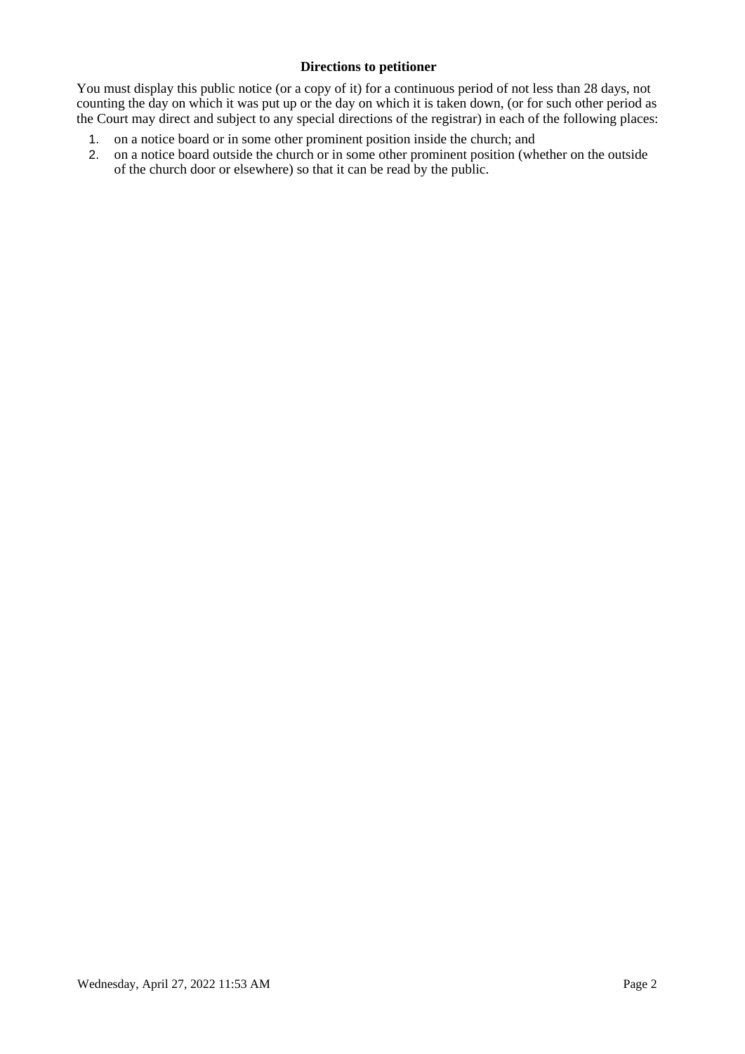**Directions to petitioner**

You must display this public notice (or a copy of it) for a continuous period of not less than 28 days, not counting the day on which it was put up or the day on which it is taken down, (or for such other period as the Court may direct and subject to any special directions of the registrar) in each of the following places:

1. on a notice board or in some other prominent position inside the church; and
2. on a notice board outside the church or in some other prominent position (whether on the outside of the church door or elsewhere) so that it can be read by the public.